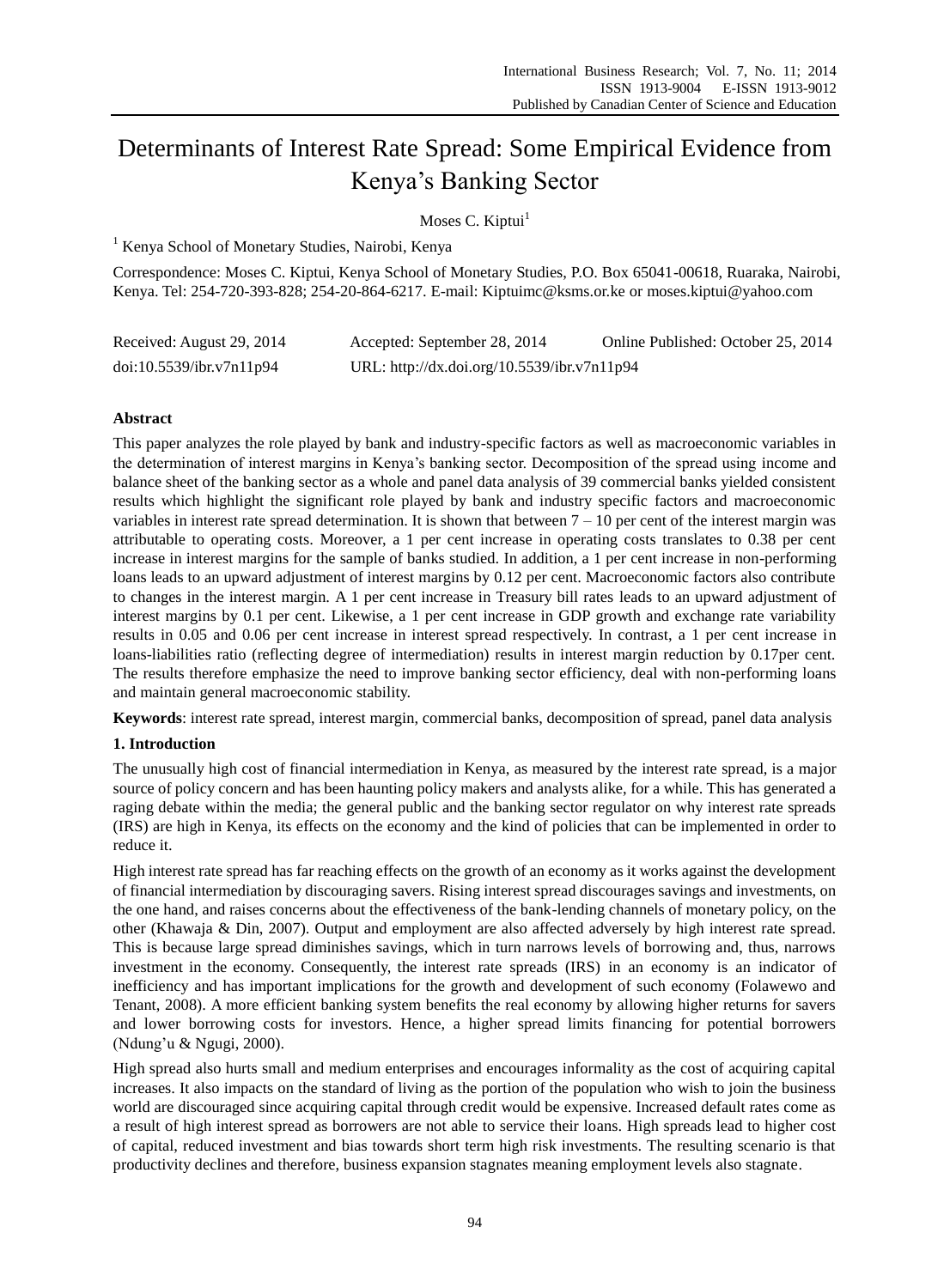# Determinants of Interest Rate Spread: Some Empirical Evidence from Kenya's Banking Sector

Moses C. Kiptui[1]

[1] Kenya School of Monetary Studies, Nairobi, Kenya

Correspondence: Moses C. Kiptui, Kenya School of Monetary Studies, P.O. Box 65041-00618, Ruaraka, Nairobi, Kenya. Tel: 254-720-393-828; 254-20-864-6217. E-mail: Kiptuimc@ksms.or.ke or moses.kiptui@yahoo.com

Received: August 29, 2014 Accepted: September 28, 2014 Online Published: October 25, 2014

doi:10.5539/ibr.v7n11p94 URL: http://dx.doi.org/10.5539/ibr.v7n11p94

## Abstract

This paper analyzes the role played by bank and industry-specific factors as well as macroeconomic variables in the determination of interest margins in Kenya's banking sector. Decomposition of the spread using income and balance sheet of the banking sector as a whole and panel data analysis of 39 commercial banks yielded consistent results which highlight the significant role played by bank and industry specific factors and macroeconomic variables in interest rate spread determination. It is shown that between 7 – 10 per cent of the interest margin was attributable to operating costs. Moreover, a 1 per cent increase in operating costs translates to 0.38 per cent increase in interest margins for the sample of banks studied. In addition, a 1 per cent increase in non-performing loans leads to an upward adjustment of interest margins by 0.12 per cent. Macroeconomic factors also contribute to changes in the interest margin. A 1 per cent increase in Treasury bill rates leads to an upward adjustment of interest margins by 0.1 per cent. Likewise, a 1 per cent increase in GDP growth and exchange rate variability results in 0.05 and 0.06 per cent increase in interest spread respectively. In contrast, a 1 per cent increase in loans-liabilities ratio (reflecting degree of intermediation) results in interest margin reduction by 0.17per cent. The results therefore emphasize the need to improve banking sector efficiency, deal with non-performing loans and maintain general macroeconomic stability.

**Keywords**: interest rate spread, interest margin, commercial banks, decomposition of spread, panel data analysis

## 1. Introduction

The unusually high cost of financial intermediation in Kenya, as measured by the interest rate spread, is a major source of policy concern and has been haunting policy makers and analysts alike, for a while. This has generated a raging debate within the media; the general public and the banking sector regulator on why interest rate spreads (IRS) are high in Kenya, its effects on the economy and the kind of policies that can be implemented in order to reduce it.

High interest rate spread has far reaching effects on the growth of an economy as it works against the development of financial intermediation by discouraging savers. Rising interest spread discourages savings and investments, on the one hand, and raises concerns about the effectiveness of the bank-lending channels of monetary policy, on the other (Khawaja & Din, 2007). Output and employment are also affected adversely by high interest rate spread. This is because large spread diminishes savings, which in turn narrows levels of borrowing and, thus, narrows investment in the economy. Consequently, the interest rate spreads (IRS) in an economy is an indicator of inefficiency and has important implications for the growth and development of such economy (Folawewo and Tenant, 2008). A more efficient banking system benefits the real economy by allowing higher returns for savers and lower borrowing costs for investors. Hence, a higher spread limits financing for potential borrowers (Ndung'u & Ngugi, 2000).

High spread also hurts small and medium enterprises and encourages informality as the cost of acquiring capital increases. It also impacts on the standard of living as the portion of the population who wish to join the business world are discouraged since acquiring capital through credit would be expensive. Increased default rates come as a result of high interest spread as borrowers are not able to service their loans. High spreads lead to higher cost of capital, reduced investment and bias towards short term high risk investments. The resulting scenario is that productivity declines and therefore, business expansion stagnates meaning employment levels also stagnate.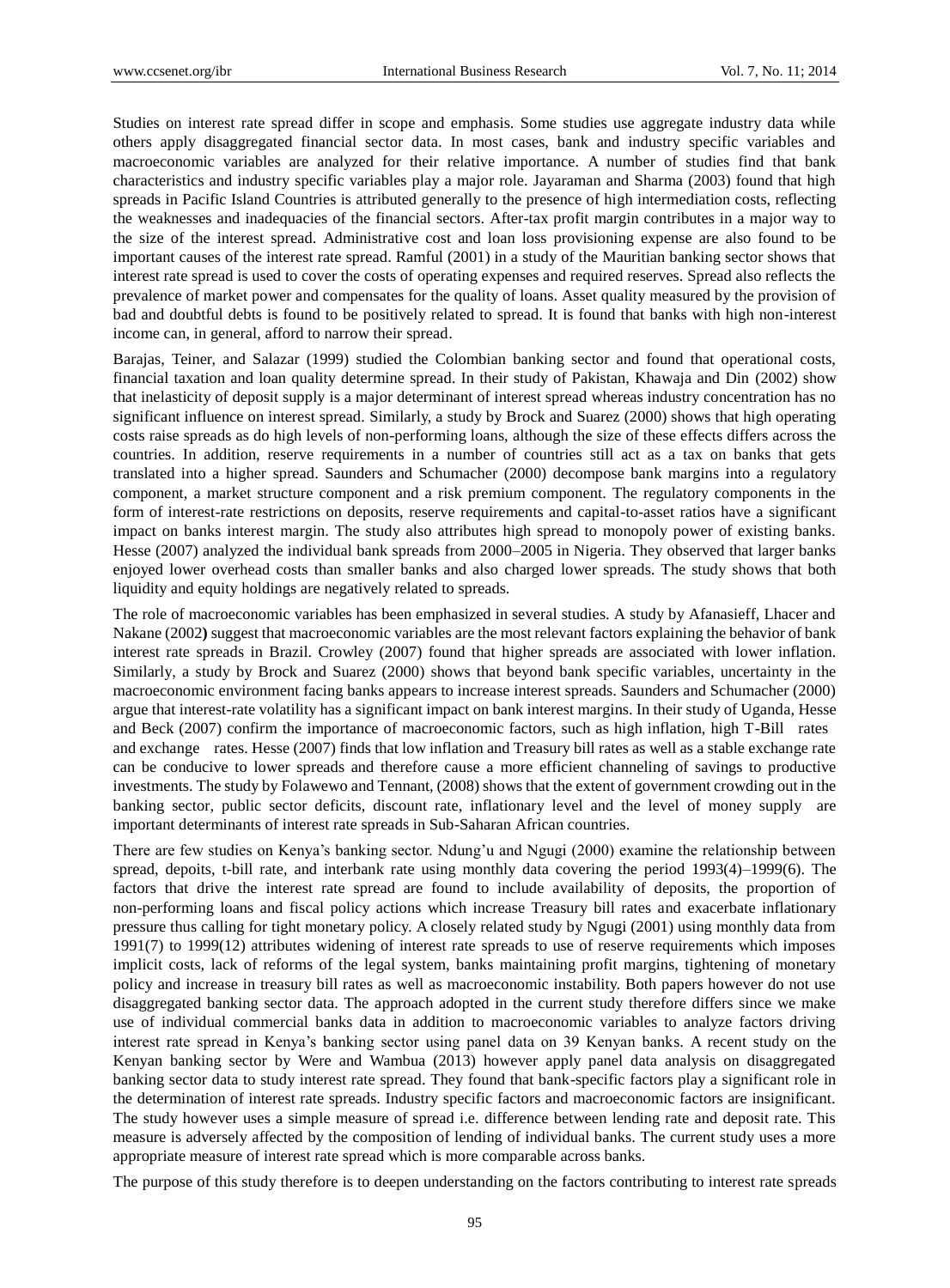Studies on interest rate spread differ in scope and emphasis. Some studies use aggregate industry data while others apply disaggregated financial sector data. In most cases, bank and industry specific variables and macroeconomic variables are analyzed for their relative importance. A number of studies find that bank characteristics and industry specific variables play a major role. Jayaraman and Sharma (2003) found that high spreads in Pacific Island Countries is attributed generally to the presence of high intermediation costs, reflecting the weaknesses and inadequacies of the financial sectors. After-tax profit margin contributes in a major way to the size of the interest spread. Administrative cost and loan loss provisioning expense are also found to be important causes of the interest rate spread. Ramful (2001) in a study of the Mauritian banking sector shows that interest rate spread is used to cover the costs of operating expenses and required reserves. Spread also reflects the prevalence of market power and compensates for the quality of loans. Asset quality measured by the provision of bad and doubtful debts is found to be positively related to spread. It is found that banks with high non-interest income can, in general, afford to narrow their spread.

Barajas, Teiner, and Salazar (1999) studied the Colombian banking sector and found that operational costs, financial taxation and loan quality determine spread. In their study of Pakistan, Khawaja and Din (2002) show that inelasticity of deposit supply is a major determinant of interest spread whereas industry concentration has no significant influence on interest spread. Similarly, a study by Brock and Suarez (2000) shows that high operating costs raise spreads as do high levels of non-performing loans, although the size of these effects differs across the countries. In addition, reserve requirements in a number of countries still act as a tax on banks that gets translated into a higher spread. Saunders and Schumacher (2000) decompose bank margins into a regulatory component, a market structure component and a risk premium component. The regulatory components in the form of interest-rate restrictions on deposits, reserve requirements and capital-to-asset ratios have a significant impact on banks interest margin. The study also attributes high spread to monopoly power of existing banks. Hesse (2007) analyzed the individual bank spreads from 2000–2005 in Nigeria. They observed that larger banks enjoyed lower overhead costs than smaller banks and also charged lower spreads. The study shows that both liquidity and equity holdings are negatively related to spreads.

The role of macroeconomic variables has been emphasized in several studies. A study by Afanasieff, Lhacer and Nakane (2002) suggest that macroeconomic variables are the most relevant factors explaining the behavior of bank interest rate spreads in Brazil. Crowley (2007) found that higher spreads are associated with lower inflation. Similarly, a study by Brock and Suarez (2000) shows that beyond bank specific variables, uncertainty in the macroeconomic environment facing banks appears to increase interest spreads. Saunders and Schumacher (2000) argue that interest-rate volatility has a significant impact on bank interest margins. In their study of Uganda, Hesse and Beck (2007) confirm the importance of macroeconomic factors, such as high inflation, high T-Bill rates and exchange rates. Hesse (2007) finds that low inflation and Treasury bill rates as well as a stable exchange rate can be conducive to lower spreads and therefore cause a more efficient channeling of savings to productive investments. The study by Folawewo and Tennant, (2008) shows that the extent of government crowding out in the banking sector, public sector deficits, discount rate, inflationary level and the level of money supply are important determinants of interest rate spreads in Sub-Saharan African countries.

There are few studies on Kenya's banking sector. Ndung'u and Ngugi (2000) examine the relationship between spread, depoits, t-bill rate, and interbank rate using monthly data covering the period 1993(4)–1999(6). The factors that drive the interest rate spread are found to include availability of deposits, the proportion of non-performing loans and fiscal policy actions which increase Treasury bill rates and exacerbate inflationary pressure thus calling for tight monetary policy. A closely related study by Ngugi (2001) using monthly data from 1991(7) to 1999(12) attributes widening of interest rate spreads to use of reserve requirements which imposes implicit costs, lack of reforms of the legal system, banks maintaining profit margins, tightening of monetary policy and increase in treasury bill rates as well as macroeconomic instability. Both papers however do not use disaggregated banking sector data. The approach adopted in the current study therefore differs since we make use of individual commercial banks data in addition to macroeconomic variables to analyze factors driving interest rate spread in Kenya's banking sector using panel data on 39 Kenyan banks. A recent study on the Kenyan banking sector by Were and Wambua (2013) however apply panel data analysis on disaggregated banking sector data to study interest rate spread. They found that bank-specific factors play a significant role in the determination of interest rate spreads. Industry specific factors and macroeconomic factors are insignificant. The study however uses a simple measure of spread i.e. difference between lending rate and deposit rate. This measure is adversely affected by the composition of lending of individual banks. The current study uses a more appropriate measure of interest rate spread which is more comparable across banks.

The purpose of this study therefore is to deepen understanding on the factors contributing to interest rate spreads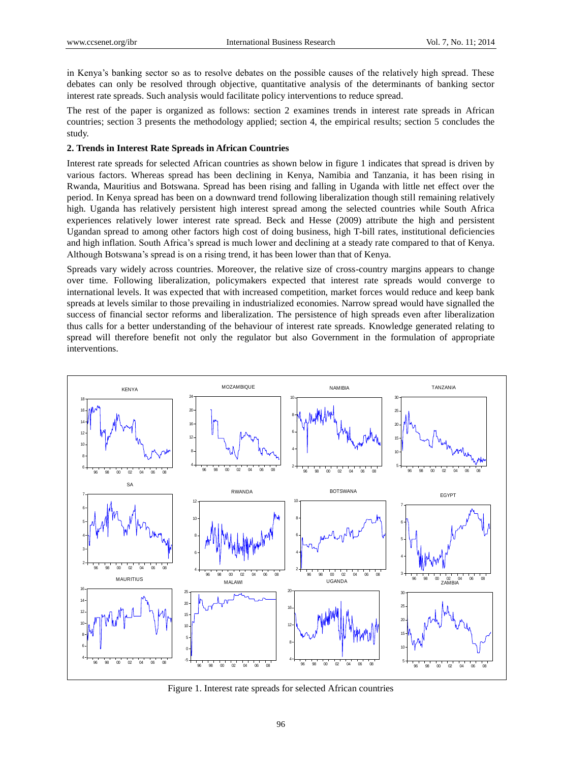in Kenya's banking sector so as to resolve debates on the possible causes of the relatively high spread. These debates can only be resolved through objective, quantitative analysis of the determinants of banking sector interest rate spreads. Such analysis would facilitate policy interventions to reduce spread.

The rest of the paper is organized as follows: section 2 examines trends in interest rate spreads in African countries; section 3 presents the methodology applied; section 4, the empirical results; section 5 concludes the study.

## 2. Trends in Interest Rate Spreads in African Countries

Interest rate spreads for selected African countries as shown below in figure 1 indicates that spread is driven by various factors. Whereas spread has been declining in Kenya, Namibia and Tanzania, it has been rising in Rwanda, Mauritius and Botswana. Spread has been rising and falling in Uganda with little net effect over the period. In Kenya spread has been on a downward trend following liberalization though still remaining relatively high. Uganda has relatively persistent high interest spread among the selected countries while South Africa experiences relatively lower interest rate spread. Beck and Hesse (2009) attribute the high and persistent Ugandan spread to among other factors high cost of doing business, high T-bill rates, institutional deficiencies and high inflation. South Africa's spread is much lower and declining at a steady rate compared to that of Kenya. Although Botswana's spread is on a rising trend, it has been lower than that of Kenya.

Spreads vary widely across countries. Moreover, the relative size of cross-country margins appears to change over time. Following liberalization, policymakers expected that interest rate spreads would converge to international levels. It was expected that with increased competition, market forces would reduce and keep bank spreads at levels similar to those prevailing in industrialized economies. Narrow spread would have signalled the success of financial sector reforms and liberalization. The persistence of high spreads even after liberalization thus calls for a better understanding of the behaviour of interest rate spreads. Knowledge generated relating to spread will therefore benefit not only the regulator but also Government in the formulation of appropriate interventions.

Figure 1. Interest rate spreads for selected African countries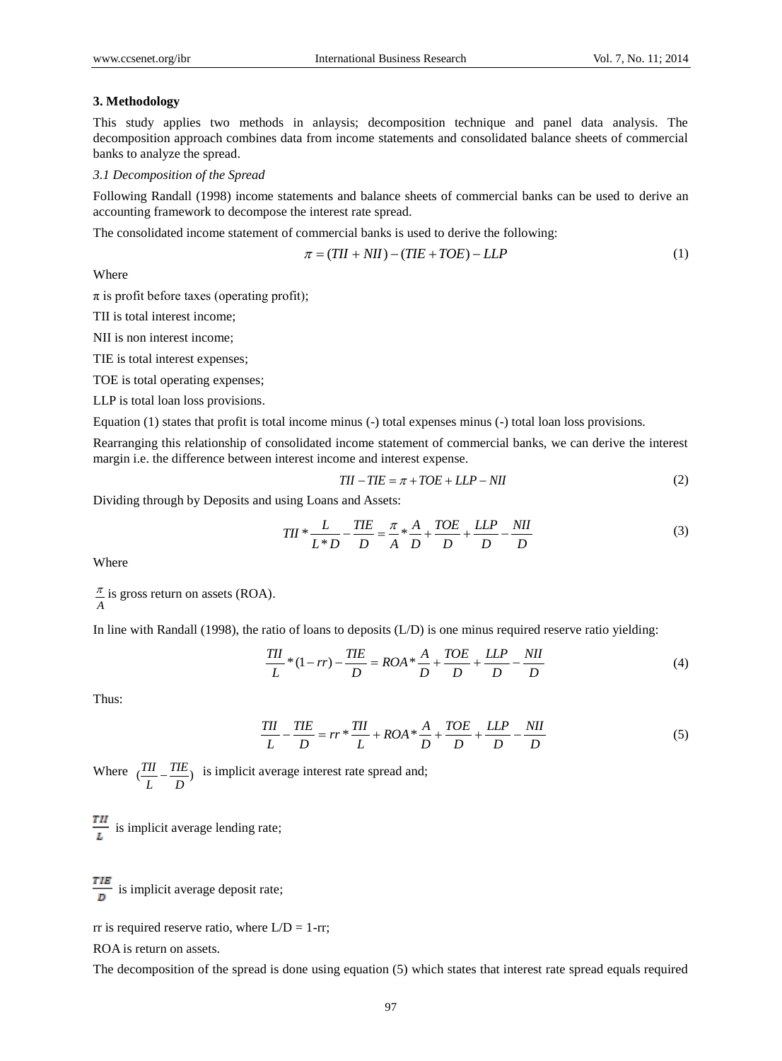## 3. Methodology

This study applies two methods in anlaysis; decomposition technique and panel data analysis. The decomposition approach combines data from income statements and consolidated balance sheets of commercial banks to analyze the spread.

### *3.1 Decomposition of the Spread*

Following Randall (1998) income statements and balance sheets of commercial banks can be used to derive an accounting framework to decompose the interest rate spread.

The consolidated income statement of commercial banks is used to derive the following:

$$\pi = (TII + NII) - (TIE + TOE) - LLP \tag{1}$$

Where

$\pi$ is profit before taxes (operating profit);

TII is total interest income;

NII is non interest income;

TIE is total interest expenses;

TOE is total operating expenses;

LLP is total loan loss provisions.

Equation (1) states that profit is total income minus (-) total expenses minus (-) total loan loss provisions.

Rearranging this relationship of consolidated income statement of commercial banks, we can derive the interest margin i.e. the difference between interest income and interest expense.

$$TII - TIE = \pi + TOE + LLP - NII \tag{2}$$

Dividing through by Deposits and using Loans and Assets:

$$TII * \frac{L}{L * D} - \frac{TIE}{D} = \frac{\pi}{A} * \frac{A}{D} + \frac{TOE}{D} + \frac{LLP}{D} - \frac{NII}{D} \tag{3}$$

Where

$\frac{\pi}{A}$ is gross return on assets (ROA).

In line with Randall (1998), the ratio of loans to deposits (L/D) is one minus required reserve ratio yielding:

$$\frac{TII}{L} * (1 - rr) - \frac{TIE}{D} = ROA * \frac{A}{D} + \frac{TOE}{D} + \frac{LLP}{D} - \frac{NII}{D} \tag{4}$$

Thus:

$$\frac{TII}{L} - \frac{TIE}{D} = rr * \frac{TII}{L} + ROA * \frac{A}{D} + \frac{TOE}{D} + \frac{LLP}{D} - \frac{NII}{D} \tag{5}$$

Where $\left(\frac{TII}{L} - \frac{TIE}{D}\right)$ is implicit average interest rate spread and;

$\frac{TII}{L}$ is implicit average lending rate;

$\frac{TIE}{D}$ is implicit average deposit rate;

rr is required reserve ratio, where L/D = 1-rr;

ROA is return on assets.

The decomposition of the spread is done using equation (5) which states that interest rate spread equals required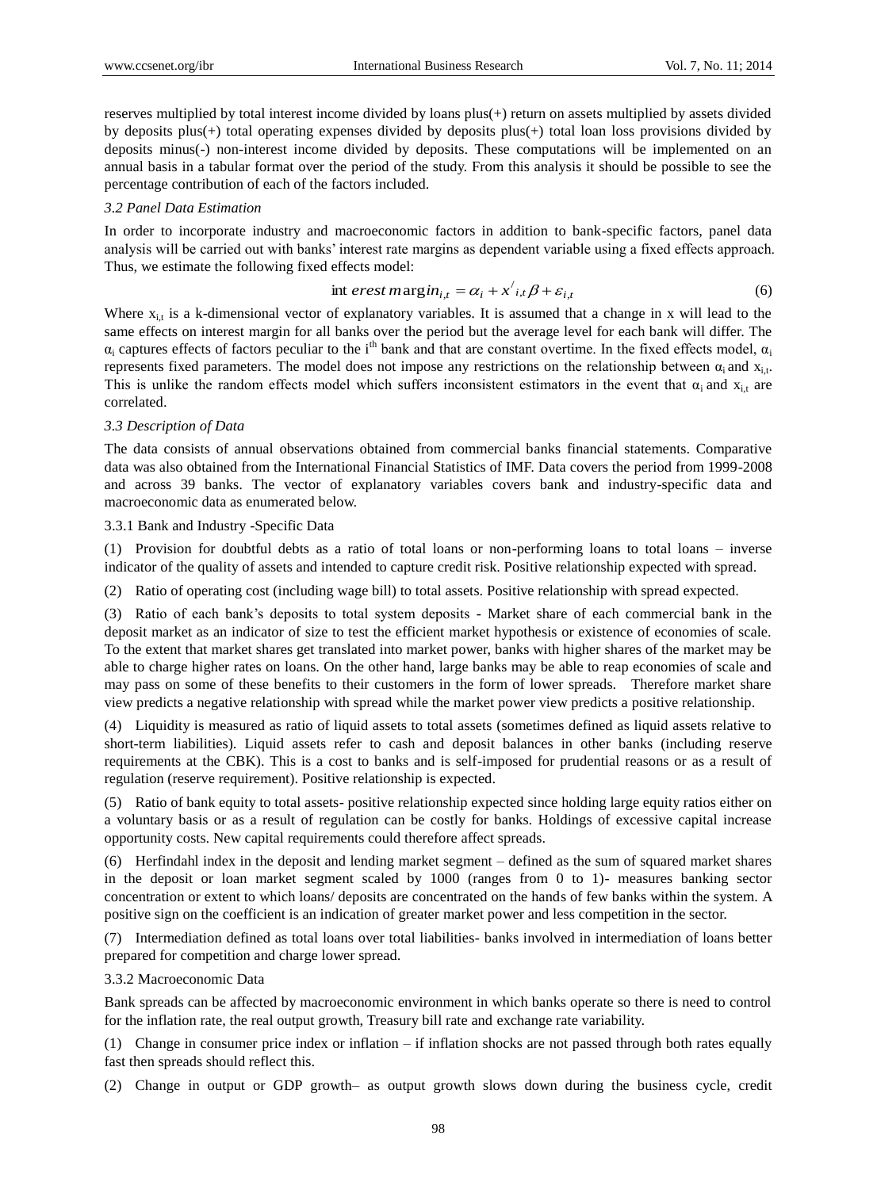reserves multiplied by total interest income divided by loans plus(+) return on assets multiplied by assets divided by deposits plus(+) total operating expenses divided by deposits plus(+) total loan loss provisions divided by deposits minus(-) non-interest income divided by deposits. These computations will be implemented on an annual basis in a tabular format over the period of the study. From this analysis it should be possible to see the percentage contribution of each of the factors included.

### *3.2 Panel Data Estimation*

In order to incorporate industry and macroeconomic factors in addition to bank-specific factors, panel data analysis will be carried out with banks' interest rate margins as dependent variable using a fixed effects approach. Thus, we estimate the following fixed effects model:

$$\text{interest margin}_{i,t} = \alpha_i + x'_{i,t}\beta + \varepsilon_{i,t} \tag{6}$$

Where $x_{i,t}$ is a k-dimensional vector of explanatory variables. It is assumed that a change in x will lead to the same effects on interest margin for all banks over the period but the average level for each bank will differ. The $\alpha_i$ captures effects of factors peculiar to the i[th] bank and that are constant overtime. In the fixed effects model, $\alpha_i$ represents fixed parameters. The model does not impose any restrictions on the relationship between $\alpha_i$ and $x_{i,t}$. This is unlike the random effects model which suffers inconsistent estimators in the event that $\alpha_i$ and $x_{i,t}$ are correlated.

### *3.3 Description of Data*

The data consists of annual observations obtained from commercial banks financial statements. Comparative data was also obtained from the International Financial Statistics of IMF. Data covers the period from 1999-2008 and across 39 banks. The vector of explanatory variables covers bank and industry-specific data and macroeconomic data as enumerated below.

#### 3.3.1 Bank and Industry -Specific Data

(1) Provision for doubtful debts as a ratio of total loans or non-performing loans to total loans – inverse indicator of the quality of assets and intended to capture credit risk. Positive relationship expected with spread.

(2) Ratio of operating cost (including wage bill) to total assets. Positive relationship with spread expected.

(3) Ratio of each bank's deposits to total system deposits - Market share of each commercial bank in the deposit market as an indicator of size to test the efficient market hypothesis or existence of economies of scale. To the extent that market shares get translated into market power, banks with higher shares of the market may be able to charge higher rates on loans. On the other hand, large banks may be able to reap economies of scale and may pass on some of these benefits to their customers in the form of lower spreads. Therefore market share view predicts a negative relationship with spread while the market power view predicts a positive relationship.

(4) Liquidity is measured as ratio of liquid assets to total assets (sometimes defined as liquid assets relative to short-term liabilities). Liquid assets refer to cash and deposit balances in other banks (including reserve requirements at the CBK). This is a cost to banks and is self-imposed for prudential reasons or as a result of regulation (reserve requirement). Positive relationship is expected.

(5) Ratio of bank equity to total assets- positive relationship expected since holding large equity ratios either on a voluntary basis or as a result of regulation can be costly for banks. Holdings of excessive capital increase opportunity costs. New capital requirements could therefore affect spreads.

(6) Herfindahl index in the deposit and lending market segment – defined as the sum of squared market shares in the deposit or loan market segment scaled by 1000 (ranges from 0 to 1)- measures banking sector concentration or extent to which loans/ deposits are concentrated on the hands of few banks within the system. A positive sign on the coefficient is an indication of greater market power and less competition in the sector.

(7) Intermediation defined as total loans over total liabilities- banks involved in intermediation of loans better prepared for competition and charge lower spread.

#### 3.3.2 Macroeconomic Data

Bank spreads can be affected by macroeconomic environment in which banks operate so there is need to control for the inflation rate, the real output growth, Treasury bill rate and exchange rate variability.

(1) Change in consumer price index or inflation – if inflation shocks are not passed through both rates equally fast then spreads should reflect this.

(2) Change in output or GDP growth– as output growth slows down during the business cycle, credit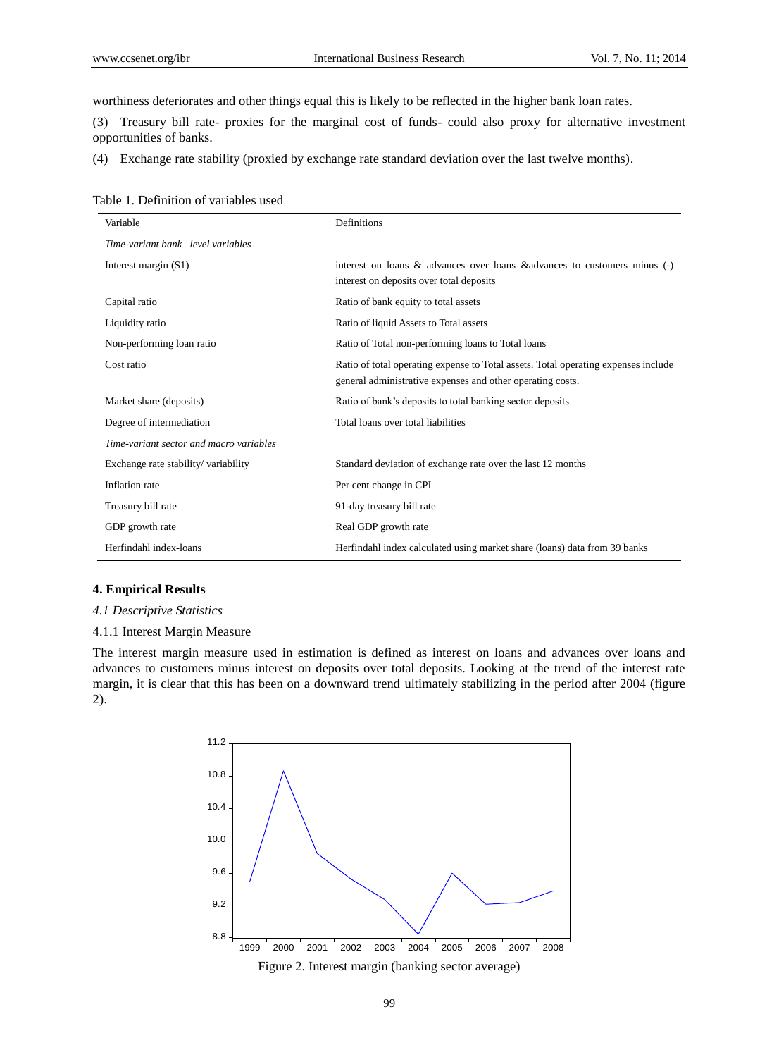worthiness deteriorates and other things equal this is likely to be reflected in the higher bank loan rates.

(3) Treasury bill rate- proxies for the marginal cost of funds- could also proxy for alternative investment opportunities of banks.

(4) Exchange rate stability (proxied by exchange rate standard deviation over the last twelve months).

Table 1. Definition of variables used

| Variable | Definitions |
|---|---|
| *Time-variant bank –level variables* | |
| Interest margin (S1) | interest on loans & advances over loans &advances to customers minus (-) interest on deposits over total deposits |
| Capital ratio | Ratio of bank equity to total assets |
| Liquidity ratio | Ratio of liquid Assets to Total assets |
| Non-performing loan ratio | Ratio of Total non-performing loans to Total loans |
| Cost ratio | Ratio of total operating expense to Total assets. Total operating expenses include general administrative expenses and other operating costs. |
| Market share (deposits) | Ratio of bank's deposits to total banking sector deposits |
| Degree of intermediation | Total loans over total liabilities |
| *Time-variant sector and macro variables* | |
| Exchange rate stability/ variability | Standard deviation of exchange rate over the last 12 months |
| Inflation rate | Per cent change in CPI |
| Treasury bill rate | 91-day treasury bill rate |
| GDP growth rate | Real GDP growth rate |
| Herfindahl index-loans | Herfindahl index calculated using market share (loans) data from 39 banks |

## 4. Empirical Results

### *4.1 Descriptive Statistics*

#### 4.1.1 Interest Margin Measure

The interest margin measure used in estimation is defined as interest on loans and advances over loans and advances to customers minus interest on deposits over total deposits. Looking at the trend of the interest rate margin, it is clear that this has been on a downward trend ultimately stabilizing in the period after 2004 (figure 2).

Figure 2. Interest margin (banking sector average)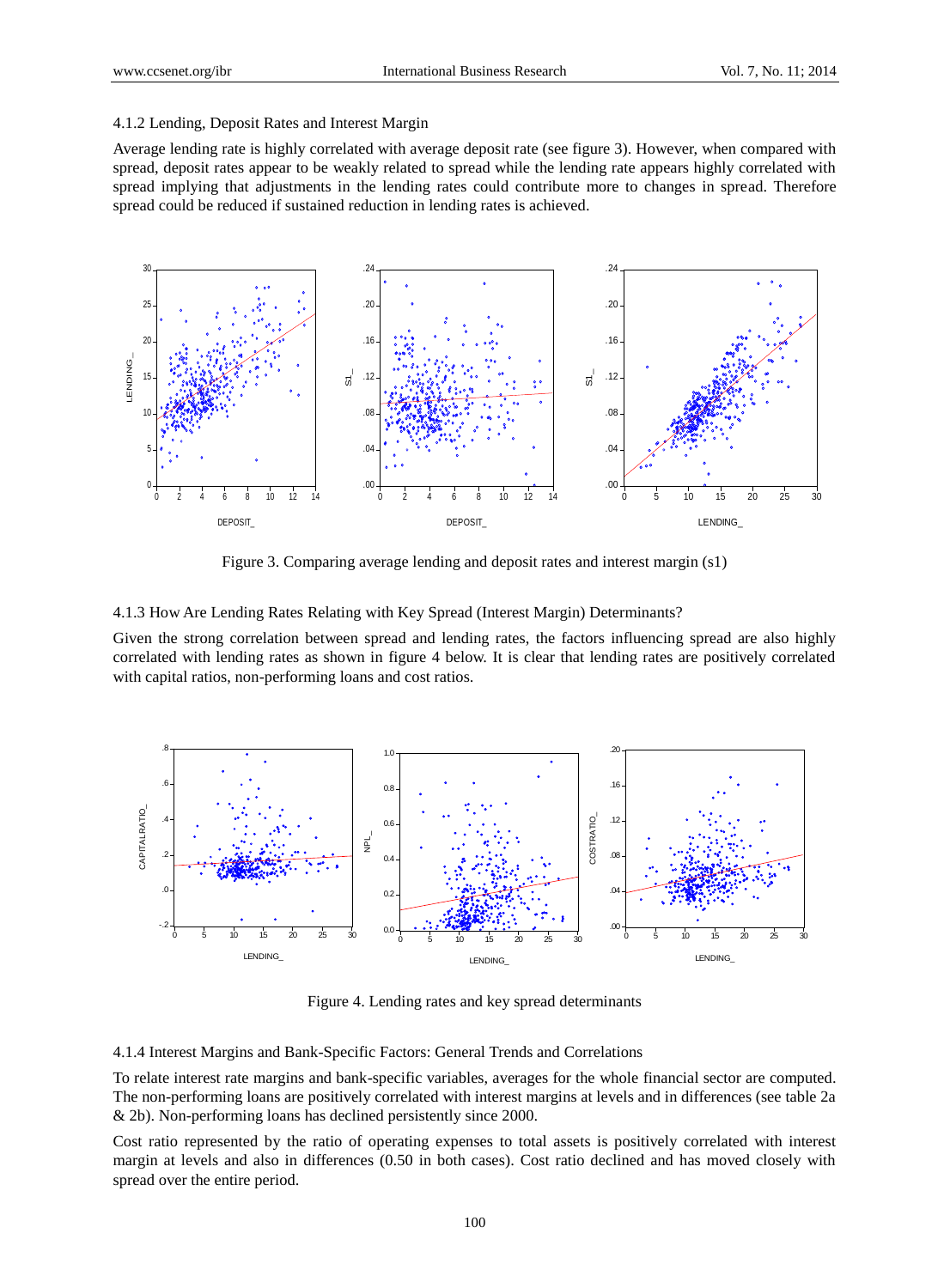### 4.1.2 Lending, Deposit Rates and Interest Margin

Average lending rate is highly correlated with average deposit rate (see figure 3). However, when compared with spread, deposit rates appear to be weakly related to spread while the lending rate appears highly correlated with spread implying that adjustments in the lending rates could contribute more to changes in spread. Therefore spread could be reduced if sustained reduction in lending rates is achieved.

Figure 3. Comparing average lending and deposit rates and interest margin (s1)

### 4.1.3 How Are Lending Rates Relating with Key Spread (Interest Margin) Determinants?

Given the strong correlation between spread and lending rates, the factors influencing spread are also highly correlated with lending rates as shown in figure 4 below. It is clear that lending rates are positively correlated with capital ratios, non-performing loans and cost ratios.

Figure 4. Lending rates and key spread determinants

### 4.1.4 Interest Margins and Bank-Specific Factors: General Trends and Correlations

To relate interest rate margins and bank-specific variables, averages for the whole financial sector are computed. The non-performing loans are positively correlated with interest margins at levels and in differences (see table 2a & 2b). Non-performing loans has declined persistently since 2000.

Cost ratio represented by the ratio of operating expenses to total assets is positively correlated with interest margin at levels and also in differences (0.50 in both cases). Cost ratio declined and has moved closely with spread over the entire period.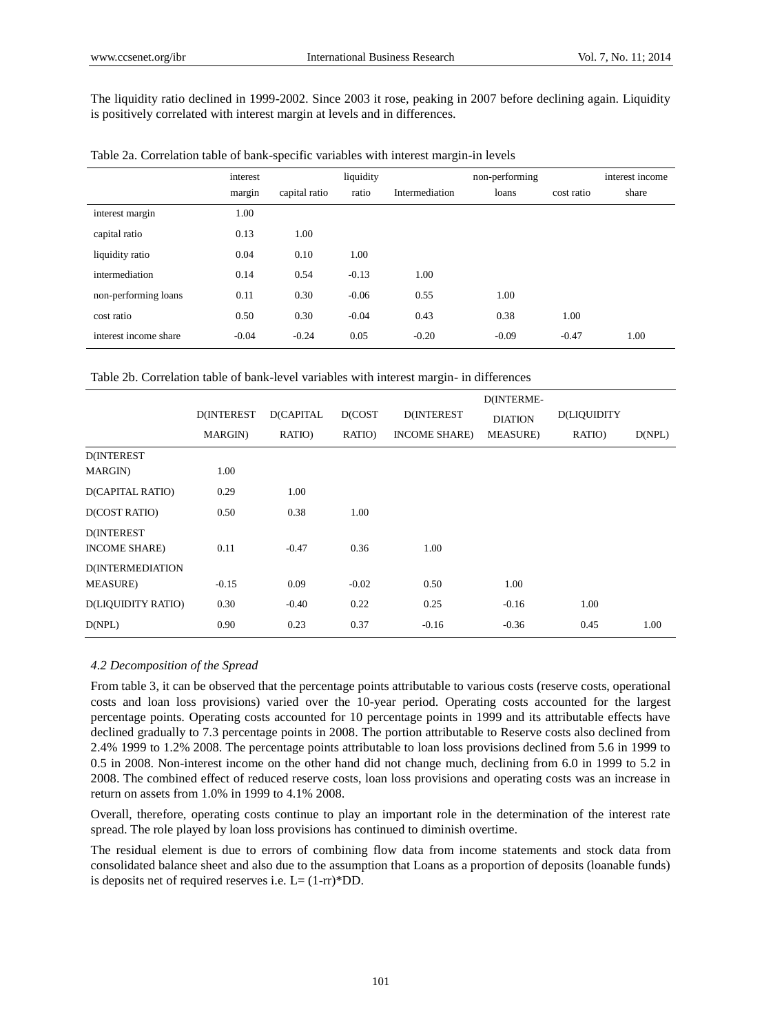The liquidity ratio declined in 1999-2002. Since 2003 it rose, peaking in 2007 before declining again. Liquidity is positively correlated with interest margin at levels and in differences.

Table 2a. Correlation table of bank-specific variables with interest margin-in levels

| | interest margin | capital ratio | liquidity ratio | Intermediation | non-performing loans | cost ratio | interest income share |
|---|---|---|---|---|---|---|---|
| interest margin | 1.00 | | | | | | |
| capital ratio | 0.13 | 1.00 | | | | | |
| liquidity ratio | 0.04 | 0.10 | 1.00 | | | | |
| intermediation | 0.14 | 0.54 | -0.13 | 1.00 | | | |
| non-performing loans | 0.11 | 0.30 | -0.06 | 0.55 | 1.00 | | |
| cost ratio | 0.50 | 0.30 | -0.04 | 0.43 | 0.38 | 1.00 | |
| interest income share | -0.04 | -0.24 | 0.05 | -0.20 | -0.09 | -0.47 | 1.00 |

Table 2b. Correlation table of bank-level variables with interest margin- in differences

| | D(INTEREST MARGIN) | D(CAPITAL RATIO) | D(COST RATIO) | D(INTEREST INCOME SHARE) | D(INTERME-DIATION MEASURE) | D(LIQUIDITY RATIO) | D(NPL) |
|---|---|---|---|---|---|---|---|
| D(INTEREST MARGIN) | 1.00 | | | | | | |
| D(CAPITAL RATIO) | 0.29 | 1.00 | | | | | |
| D(COST RATIO) | 0.50 | 0.38 | 1.00 | | | | |
| D(INTEREST INCOME SHARE) | 0.11 | -0.47 | 0.36 | 1.00 | | | |
| D(INTERMEDIATION MEASURE) | -0.15 | 0.09 | -0.02 | 0.50 | 1.00 | | |
| D(LIQUIDITY RATIO) | 0.30 | -0.40 | 0.22 | 0.25 | -0.16 | 1.00 | |
| D(NPL) | 0.90 | 0.23 | 0.37 | -0.16 | -0.36 | 0.45 | 1.00 |

### *4.2 Decomposition of the Spread*

From table 3, it can be observed that the percentage points attributable to various costs (reserve costs, operational costs and loan loss provisions) varied over the 10-year period. Operating costs accounted for the largest percentage points. Operating costs accounted for 10 percentage points in 1999 and its attributable effects have declined gradually to 7.3 percentage points in 2008. The portion attributable to Reserve costs also declined from 2.4% 1999 to 1.2% 2008. The percentage points attributable to loan loss provisions declined from 5.6 in 1999 to 0.5 in 2008. Non-interest income on the other hand did not change much, declining from 6.0 in 1999 to 5.2 in 2008. The combined effect of reduced reserve costs, loan loss provisions and operating costs was an increase in return on assets from 1.0% in 1999 to 4.1% 2008.

Overall, therefore, operating costs continue to play an important role in the determination of the interest rate spread. The role played by loan loss provisions has continued to diminish overtime.

The residual element is due to errors of combining flow data from income statements and stock data from consolidated balance sheet and also due to the assumption that Loans as a proportion of deposits (loanable funds) is deposits net of required reserves i.e. $L= (1\text{-}rr)*DD$.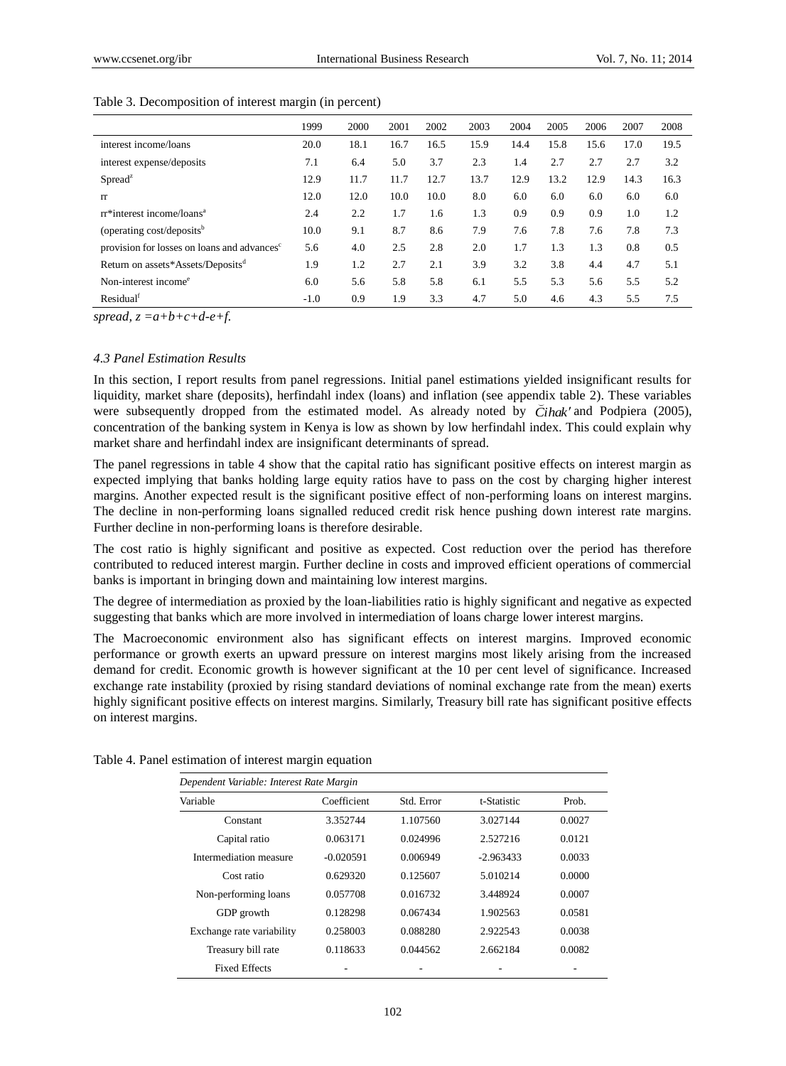Table 3. Decomposition of interest margin (in percent)

| | 1999 | 2000 | 2001 | 2002 | 2003 | 2004 | 2005 | 2006 | 2007 | 2008 |
|---|---|---|---|---|---|---|---|---|---|---|
| interest income/loans | 20.0 | 18.1 | 16.7 | 16.5 | 15.9 | 14.4 | 15.8 | 15.6 | 17.0 | 19.5 |
| interest expense/deposits | 7.1 | 6.4 | 5.0 | 3.7 | 2.3 | 1.4 | 2.7 | 2.7 | 2.7 | 3.2 |
| Spread[z] | 12.9 | 11.7 | 11.7 | 12.7 | 13.7 | 12.9 | 13.2 | 12.9 | 14.3 | 16.3 |
| rr | 12.0 | 12.0 | 10.0 | 10.0 | 8.0 | 6.0 | 6.0 | 6.0 | 6.0 | 6.0 |
| rr*interest income/loans[a] | 2.4 | 2.2 | 1.7 | 1.6 | 1.3 | 0.9 | 0.9 | 0.9 | 1.0 | 1.2 |
| (operating cost/deposits[b] | 10.0 | 9.1 | 8.7 | 8.6 | 7.9 | 7.6 | 7.8 | 7.6 | 7.8 | 7.3 |
| provision for losses on loans and advances[c] | 5.6 | 4.0 | 2.5 | 2.8 | 2.0 | 1.7 | 1.3 | 1.3 | 0.8 | 0.5 |
| Return on assets*Assets/Deposits[d] | 1.9 | 1.2 | 2.7 | 2.1 | 3.9 | 3.2 | 3.8 | 4.4 | 4.7 | 5.1 |
| Non-interest income[e] | 6.0 | 5.6 | 5.8 | 5.8 | 6.1 | 5.5 | 5.3 | 5.6 | 5.5 | 5.2 |
| Residual[f] | -1.0 | 0.9 | 1.9 | 3.3 | 4.7 | 5.0 | 4.6 | 4.3 | 5.5 | 7.5 |

*spread, z =a+b+c+d-e+f.*

### *4.3 Panel Estimation Results*

In this section, I report results from panel regressions. Initial panel estimations yielded insignificant results for liquidity, market share (deposits), herfindahl index (loans) and inflation (see appendix table 2). These variables were subsequently dropped from the estimated model. As already noted by Čihak' and Podpiera (2005), concentration of the banking system in Kenya is low as shown by low herfindahl index. This could explain why market share and herfindahl index are insignificant determinants of spread.

The panel regressions in table 4 show that the capital ratio has significant positive effects on interest margin as expected implying that banks holding large equity ratios have to pass on the cost by charging higher interest margins. Another expected result is the significant positive effect of non-performing loans on interest margins. The decline in non-performing loans signalled reduced credit risk hence pushing down interest rate margins. Further decline in non-performing loans is therefore desirable.

The cost ratio is highly significant and positive as expected. Cost reduction over the period has therefore contributed to reduced interest margin. Further decline in costs and improved efficient operations of commercial banks is important in bringing down and maintaining low interest margins.

The degree of intermediation as proxied by the loan-liabilities ratio is highly significant and negative as expected suggesting that banks which are more involved in intermediation of loans charge lower interest margins.

The Macroeconomic environment also has significant effects on interest margins. Improved economic performance or growth exerts an upward pressure on interest margins most likely arising from the increased demand for credit. Economic growth is however significant at the 10 per cent level of significance. Increased exchange rate instability (proxied by rising standard deviations of nominal exchange rate from the mean) exerts highly significant positive effects on interest margins. Similarly, Treasury bill rate has significant positive effects on interest margins.

Table 4. Panel estimation of interest margin equation

| *Dependent Variable: Interest Rate Margin* | | | | |
|---|---|---|---|---|
| Variable | Coefficient | Std. Error | t-Statistic | Prob. |
| Constant | 3.352744 | 1.107560 | 3.027144 | 0.0027 |
| Capital ratio | 0.063171 | 0.024996 | 2.527216 | 0.0121 |
| Intermediation measure | -0.020591 | 0.006949 | -2.963433 | 0.0033 |
| Cost ratio | 0.629320 | 0.125607 | 5.010214 | 0.0000 |
| Non-performing loans | 0.057708 | 0.016732 | 3.448924 | 0.0007 |
| GDP growth | 0.128298 | 0.067434 | 1.902563 | 0.0581 |
| Exchange rate variability | 0.258003 | 0.088280 | 2.922543 | 0.0038 |
| Treasury bill rate | 0.118633 | 0.044562 | 2.662184 | 0.0082 |
| Fixed Effects | - | - | - | - |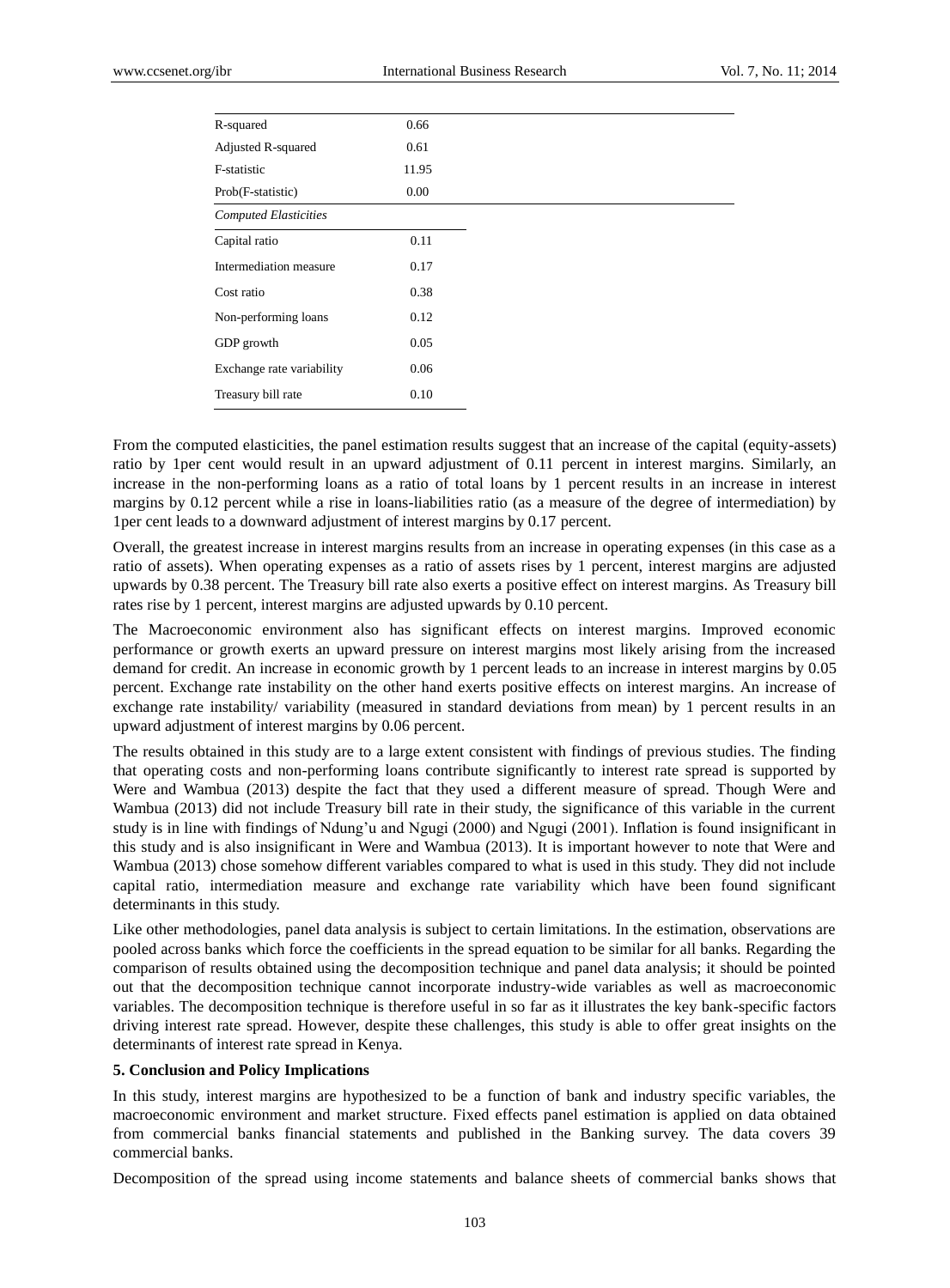| | |
|---|---|
| R-squared | 0.66 |
| Adjusted R-squared | 0.61 |
| F-statistic | 11.95 |
| Prob(F-statistic) | 0.00 |
| *Computed Elasticities* | |
| Capital ratio | 0.11 |
| Intermediation measure | 0.17 |
| Cost ratio | 0.38 |
| Non-performing loans | 0.12 |
| GDP growth | 0.05 |
| Exchange rate variability | 0.06 |
| Treasury bill rate | 0.10 |

From the computed elasticities, the panel estimation results suggest that an increase of the capital (equity-assets) ratio by 1per cent would result in an upward adjustment of 0.11 percent in interest margins. Similarly, an increase in the non-performing loans as a ratio of total loans by 1 percent results in an increase in interest margins by 0.12 percent while a rise in loans-liabilities ratio (as a measure of the degree of intermediation) by 1per cent leads to a downward adjustment of interest margins by 0.17 percent.

Overall, the greatest increase in interest margins results from an increase in operating expenses (in this case as a ratio of assets). When operating expenses as a ratio of assets rises by 1 percent, interest margins are adjusted upwards by 0.38 percent. The Treasury bill rate also exerts a positive effect on interest margins. As Treasury bill rates rise by 1 percent, interest margins are adjusted upwards by 0.10 percent.

The Macroeconomic environment also has significant effects on interest margins. Improved economic performance or growth exerts an upward pressure on interest margins most likely arising from the increased demand for credit. An increase in economic growth by 1 percent leads to an increase in interest margins by 0.05 percent. Exchange rate instability on the other hand exerts positive effects on interest margins. An increase of exchange rate instability/ variability (measured in standard deviations from mean) by 1 percent results in an upward adjustment of interest margins by 0.06 percent.

The results obtained in this study are to a large extent consistent with findings of previous studies. The finding that operating costs and non-performing loans contribute significantly to interest rate spread is supported by Were and Wambua (2013) despite the fact that they used a different measure of spread. Though Were and Wambua (2013) did not include Treasury bill rate in their study, the significance of this variable in the current study is in line with findings of Ndung'u and Ngugi (2000) and Ngugi (2001). Inflation is found insignificant in this study and is also insignificant in Were and Wambua (2013). It is important however to note that Were and Wambua (2013) chose somehow different variables compared to what is used in this study. They did not include capital ratio, intermediation measure and exchange rate variability which have been found significant determinants in this study.

Like other methodologies, panel data analysis is subject to certain limitations. In the estimation, observations are pooled across banks which force the coefficients in the spread equation to be similar for all banks. Regarding the comparison of results obtained using the decomposition technique and panel data analysis; it should be pointed out that the decomposition technique cannot incorporate industry-wide variables as well as macroeconomic variables. The decomposition technique is therefore useful in so far as it illustrates the key bank-specific factors driving interest rate spread. However, despite these challenges, this study is able to offer great insights on the determinants of interest rate spread in Kenya.

## 5. Conclusion and Policy Implications

In this study, interest margins are hypothesized to be a function of bank and industry specific variables, the macroeconomic environment and market structure. Fixed effects panel estimation is applied on data obtained from commercial banks financial statements and published in the Banking survey. The data covers 39 commercial banks.

Decomposition of the spread using income statements and balance sheets of commercial banks shows that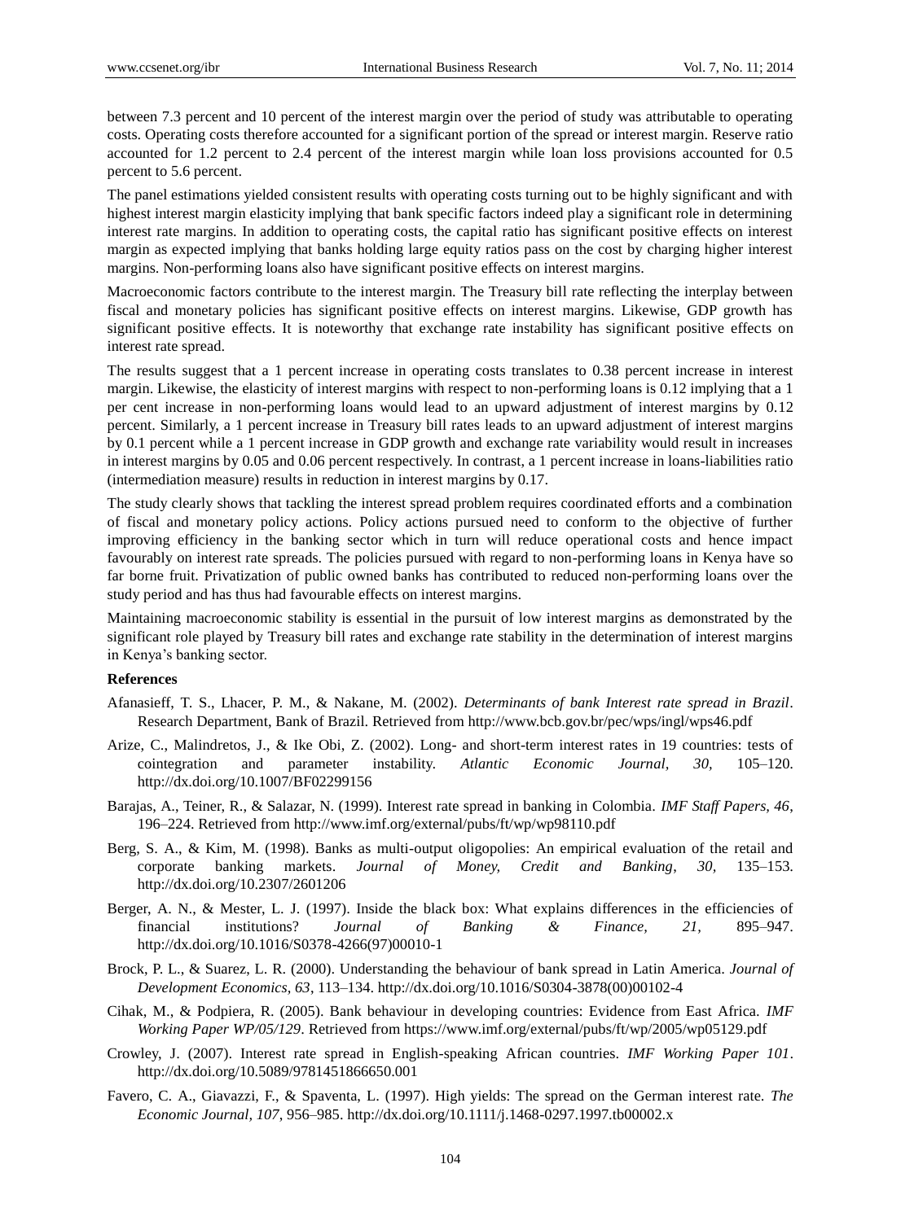between 7.3 percent and 10 percent of the interest margin over the period of study was attributable to operating costs. Operating costs therefore accounted for a significant portion of the spread or interest margin. Reserve ratio accounted for 1.2 percent to 2.4 percent of the interest margin while loan loss provisions accounted for 0.5 percent to 5.6 percent.

The panel estimations yielded consistent results with operating costs turning out to be highly significant and with highest interest margin elasticity implying that bank specific factors indeed play a significant role in determining interest rate margins. In addition to operating costs, the capital ratio has significant positive effects on interest margin as expected implying that banks holding large equity ratios pass on the cost by charging higher interest margins. Non-performing loans also have significant positive effects on interest margins.

Macroeconomic factors contribute to the interest margin. The Treasury bill rate reflecting the interplay between fiscal and monetary policies has significant positive effects on interest margins. Likewise, GDP growth has significant positive effects. It is noteworthy that exchange rate instability has significant positive effects on interest rate spread.

The results suggest that a 1 percent increase in operating costs translates to 0.38 percent increase in interest margin. Likewise, the elasticity of interest margins with respect to non-performing is 0.12 implying that a 1 per cent increase in non-performing loans would lead to an upward adjustment of interest margins by 0.12 percent. Similarly, a 1 percent increase in Treasury bill rates leads to an upward adjustment of interest margins by 0.1 percent while a 1 percent increase in GDP growth and exchange rate variability would result in increases in interest margins by 0.05 and 0.06 percent respectively. In contrast, a 1 percent increase in loans-liabilities ratio (intermediation measure) results in reduction in interest margins by 0.17.

The study clearly shows that tackling the interest spread problem requires coordinated efforts and a combination of fiscal and monetary policy actions. Policy actions pursued need to conform to the objective of further improving efficiency in the banking sector which in turn will reduce operational costs and hence impact favourably on interest rate spreads. The policies pursued with regard to non-performing loans in Kenya have so far borne fruit. Privatization of public owned banks has contributed to reduced non-performing loans over the study period and has thus had favourable effects on interest margins.

Maintaining macroeconomic stability is essential in the pursuit of low interest margins as demonstrated by the significant role played by Treasury bill rates and exchange rate stability in the determination of interest margins in Kenya's banking sector.

**References**

Afanasieff, T. S., Lhacer, P. M., & Nakane, M. (2002). *Determinants of bank Interest rate spread in Brazil*. Research Department, Bank of Brazil. Retrieved from http://www.bcb.gov.br/pec/wps/ingl/wps46.pdf

Arize, C., Malindretos, J., & Ike Obi, Z. (2002). Long- and short-term interest rates in 19 countries: tests of cointegration and parameter instability. *Atlantic Economic Journal, 30*, 105–120. http://dx.doi.org/10.1007/BF02299156

Barajas, A., Teiner, R., & Salazar, N. (1999). Interest rate spread in banking in Colombia. *IMF Staff Papers, 46*, 196–224. Retrieved from http://www.imf.org/external/pubs/ft/wp/wp98110.pdf

Berg, S. A., & Kim, M. (1998). Banks as multi-output oligopolies: An empirical evaluation of the retail and corporate banking markets. *Journal of Money, Credit and Banking*, *30*, 135–153. http://dx.doi.org/10.2307/2601206

Berger, A. N., & Mester, L. J. (1997). Inside the black box: What explains differences in the efficiencies of financial institutions? *Journal of Banking & Finance, 21*, 895–947. http://dx.doi.org/10.1016/S0378-4266(97)00010-1

Brock, P. L., & Suarez, L. R. (2000). Understanding the behaviour of bank spread in Latin America. *Journal of Development Economics, 63*, 113–134. http://dx.doi.org/10.1016/S0304-3878(00)00102-4

Cihak, M., & Podpiera, R. (2005). Bank behaviour in developing countries: Evidence from East Africa. *IMF Working Paper WP/05/129*. Retrieved from https://www.imf.org/external/pubs/ft/wp/2005/wp05129.pdf

Crowley, J. (2007). Interest rate spread in English-speaking African countries. *IMF Working Paper 101*. http://dx.doi.org/10.5089/9781451866650.001

Favero, C. A., Giavazzi, F., & Spaventa, L. (1997). High yields: The spread on the German interest rate. *The Economic Journal, 107*, 956–985. http://dx.doi.org/10.1111/j.1468-0297.1997.tb00002.x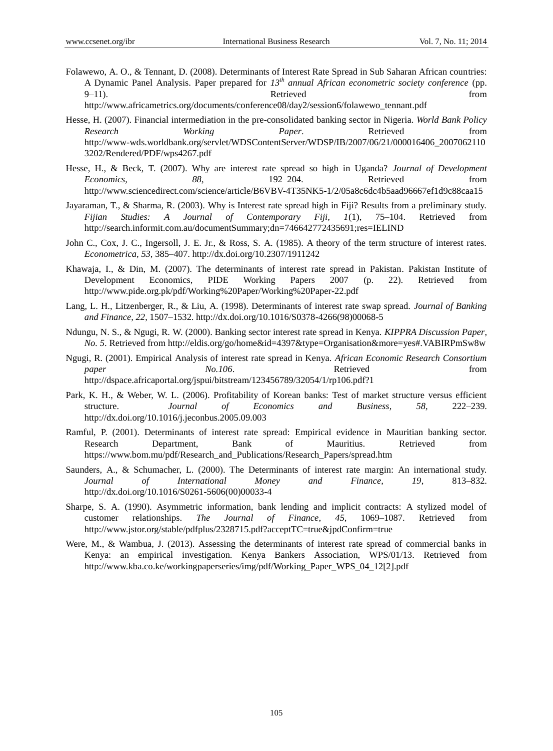Folawewo, A. O., & Tennant, D. (2008). Determinants of Interest Rate Spread in Sub Saharan African countries: A Dynamic Panel Analysis. Paper prepared for *13th annual African econometric society conference* (pp. 9–11). Retrieved from http://www.africametrics.org/documents/conference08/day2/session6/folawewo_tennant.pdf

Hesse, H. (2007). Financial intermediation in the pre-consolidated banking sector in Nigeria. *World Bank Policy Research Working Paper*. Retrieved from http://www-wds.worldbank.org/servlet/WDSContentServer/WDSP/IB/2007/06/21/000016406_20070621103202/Rendered/PDF/wps4267.pdf

Hesse, H., & Beck, T. (2007). Why are interest rate spread so high in Uganda? *Journal of Development Economics*, *88*, 192–204. Retrieved from http://www.sciencedirect.com/science/article/B6VBV-4T35NK5-1/2/05a8c6dc4b5aad96667ef1d9c88caa15

Jayaraman, T., & Sharma, R. (2003). Why is Interest rate spread high in Fiji? Results from a preliminary study. *Fijian Studies: A Journal of Contemporary Fiji*, *1*(1), 75–104. Retrieved from http://search.informit.com.au/documentSummary;dn=746642772435691;res=IELIND

John C., Cox, J. C., Ingersoll, J. E. Jr., & Ross, S. A. (1985). A theory of the term structure of interest rates. *Econometrica, 53*, 385–407. http://dx.doi.org/10.2307/1911242

Khawaja, I., & Din, M. (2007). The determinants of interest rate spread in Pakistan. Pakistan Institute of Development Economics, PIDE Working Papers 2007 (p. 22). Retrieved from http://www.pide.org.pk/pdf/Working%20Paper/Working%20Paper-22.pdf

Lang, L. H., Litzenberger, R., & Liu, A. (1998). Determinants of interest rate swap spread. *Journal of Banking and Finance, 22*, 1507–1532. http://dx.doi.org/10.1016/S0378-4266(98)00068-5

Ndungu, N. S., & Ngugi, R. W. (2000). Banking sector interest rate spread in Kenya. *KIPPRA Discussion Paper*, *No. 5*. Retrieved from http://eldis.org/go/home&id=4397&type=Organisation&more=yes#.VABIRPmSw8w

Ngugi, R. (2001). Empirical Analysis of interest rate spread in Kenya. *African Economic Research Consortium paper No.106*. Retrieved from http://dspace.africaportal.org/jspui/bitstream/123456789/32054/1/rp106.pdf?1

Park, K. H., & Weber, W. L. (2006). Profitability of Korean banks: Test of market structure versus efficient structure. *Journal of Economics and Business*, *58,* 222–239. http://dx.doi.org/10.1016/j.jeconbus.2005.09.003

Ramful, P. (2001). Determinants of interest rate spread: Empirical evidence in Mauritian banking sector. Research Department, Bank of Mauritius. Retrieved from https://www.bom.mu/pdf/Research_and_Publications/Research_Papers/spread.htm

Saunders, A., & Schumacher, L. (2000). The Determinants of interest rate margin: An international study. *Journal of International Money and Finance, 19*, 813–832. http://dx.doi.org/10.1016/S0261-5606(00)00033-4

Sharpe, S. A. (1990). Asymmetric information, bank lending and implicit contracts: A stylized model of customer relationships. *The Journal of Finance, 45,* 1069–1087. Retrieved from http://www.jstor.org/stable/pdfplus/2328715.pdf?acceptTC=true&jpdConfirm=true

Were, M., & Wambua, J. (2013). Assessing the determinants of interest rate spread of commercial banks in Kenya: an empirical investigation. Kenya Bankers Association, WPS/01/13. Retrieved from http://www.kba.co.ke/workingpaperseries/img/pdf/Working_Paper_WPS_04_12[2].pdf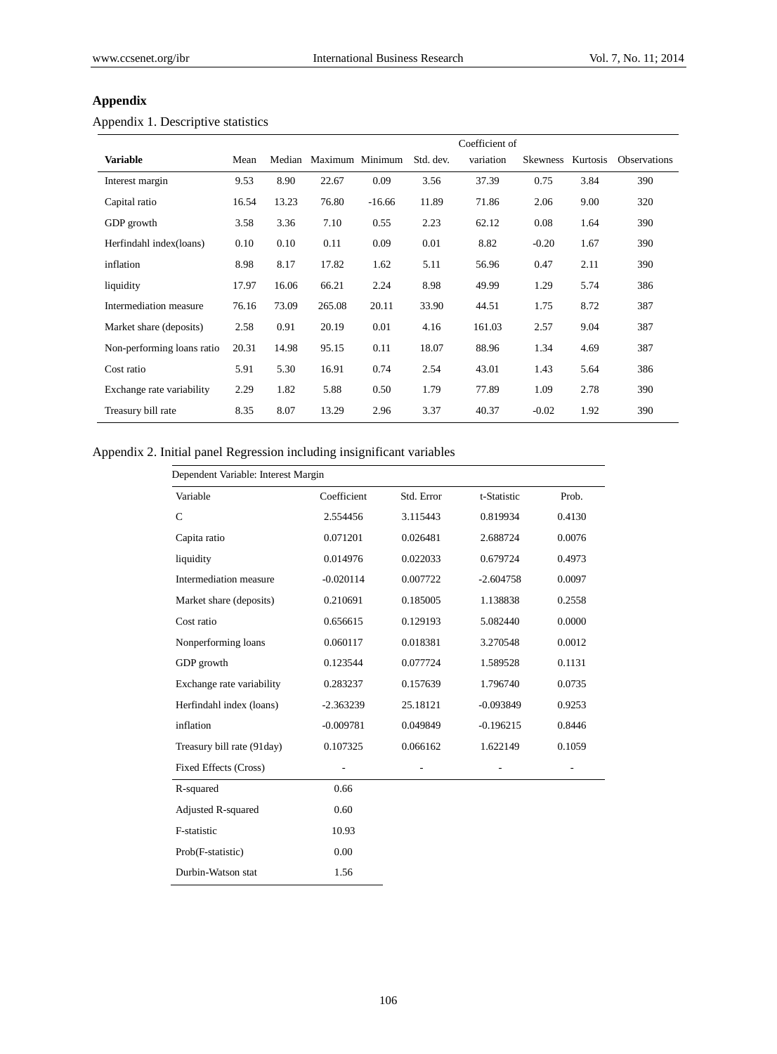## Appendix

Appendix 1. Descriptive statistics

| Variable | Mean | Median | Maximum | Minimum | Std. dev. | Coefficient of variation | Skewness | Kurtosis | Observations |
|---|---|---|---|---|---|---|---|---|---|
| Interest margin | 9.53 | 8.90 | 22.67 | 0.09 | 3.56 | 37.39 | 0.75 | 3.84 | 390 |
| Capital ratio | 16.54 | 13.23 | 76.80 | -16.66 | 11.89 | 71.86 | 2.06 | 9.00 | 320 |
| GDP growth | 3.58 | 3.36 | 7.10 | 0.55 | 2.23 | 62.12 | 0.08 | 1.64 | 390 |
| Herfindahl index(loans) | 0.10 | 0.10 | 0.11 | 0.09 | 0.01 | 8.82 | -0.20 | 1.67 | 390 |
| inflation | 8.98 | 8.17 | 17.82 | 1.62 | 5.11 | 56.96 | 0.47 | 2.11 | 390 |
| liquidity | 17.97 | 16.06 | 66.21 | 2.24 | 8.98 | 49.99 | 1.29 | 5.74 | 386 |
| Intermediation measure | 76.16 | 73.09 | 265.08 | 20.11 | 33.90 | 44.51 | 1.75 | 8.72 | 387 |
| Market share (deposits) | 2.58 | 0.91 | 20.19 | 0.01 | 4.16 | 161.03 | 2.57 | 9.04 | 387 |
| Non-performing loans ratio | 20.31 | 14.98 | 95.15 | 0.11 | 18.07 | 88.96 | 1.34 | 4.69 | 387 |
| Cost ratio | 5.91 | 5.30 | 16.91 | 0.74 | 2.54 | 43.01 | 1.43 | 5.64 | 386 |
| Exchange rate variability | 2.29 | 1.82 | 5.88 | 0.50 | 1.79 | 77.89 | 1.09 | 2.78 | 390 |
| Treasury bill rate | 8.35 | 8.07 | 13.29 | 2.96 | 3.37 | 40.37 | -0.02 | 1.92 | 390 |

Appendix 2. Initial panel Regression including insignificant variables

| Dependent Variable: Interest Margin | | | | |
|---|---|---|---|---|
| Variable | Coefficient | Std. Error | t-Statistic | Prob. |
| C | 2.554456 | 3.115443 | 0.819934 | 0.4130 |
| Capita ratio | 0.071201 | 0.026481 | 2.688724 | 0.0076 |
| liquidity | 0.014976 | 0.022033 | 0.679724 | 0.4973 |
| Intermediation measure | -0.020114 | 0.007722 | -2.604758 | 0.0097 |
| Market share (deposits) | 0.210691 | 0.185005 | 1.138838 | 0.2558 |
| Cost ratio | 0.656615 | 0.129193 | 5.082440 | 0.0000 |
| Nonperforming loans | 0.060117 | 0.018381 | 3.270548 | 0.0012 |
| GDP growth | 0.123544 | 0.077724 | 1.589528 | 0.1131 |
| Exchange rate variability | 0.283237 | 0.157639 | 1.796740 | 0.0735 |
| Herfindahl index (loans) | -2.363239 | 25.18121 | -0.093849 | 0.9253 |
| inflation | -0.009781 | 0.049849 | -0.196215 | 0.8446 |
| Treasury bill rate (91day) | 0.107325 | 0.066162 | 1.622149 | 0.1059 |
| Fixed Effects (Cross) | - | - | - | - |
| R-squared | 0.66 | | | |
| Adjusted R-squared | 0.60 | | | |
| F-statistic | 10.93 | | | |
| Prob(F-statistic) | 0.00 | | | |
| Durbin-Watson stat | 1.56 | | | |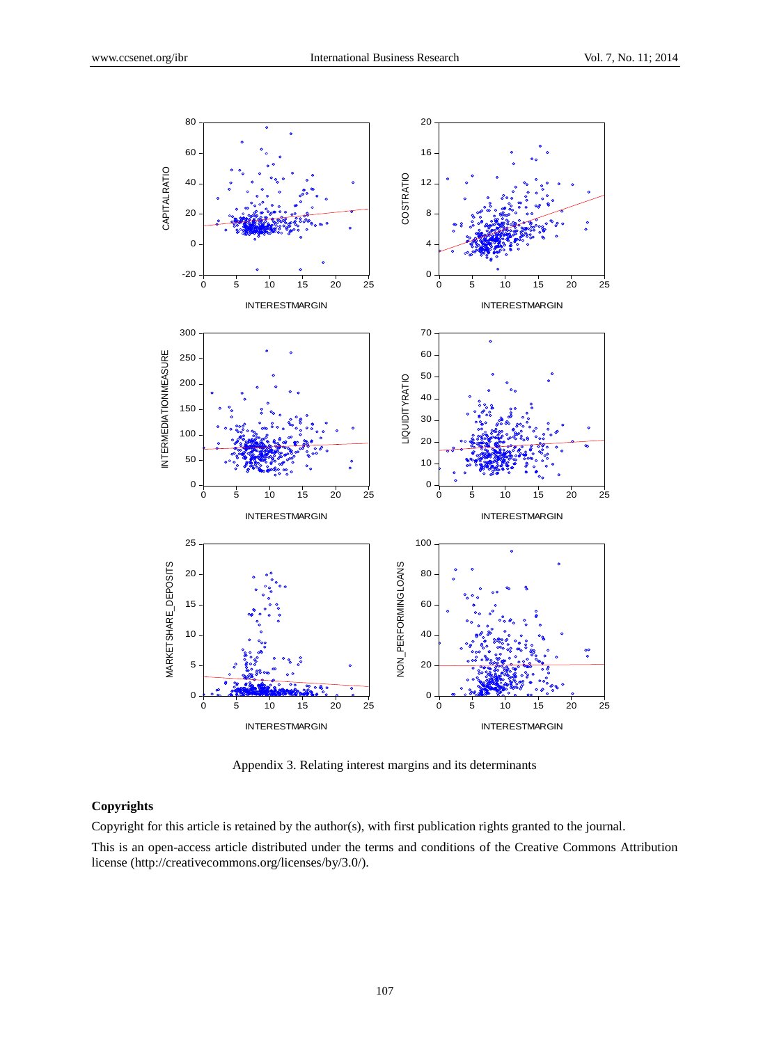80
60
40
20
0
-20
CAPITALRATIO
0 5 10 15 20 25
INTERESTMARGIN

20
16
12
8
4
0
COSTRATIO
0 5 10 15 20 25
INTERESTMARGIN

300
250
200
150
100
50
0
INTERMEDIATIONMEASURE
0 5 10 15 20 25
INTERESTMARGIN

70
60
50
40
30
20
10
0
LIQUIDITYRATIO
0 5 10 15 20 25
INTERESTMARGIN

25
20
15
10
5
0
MARKETSHARE_DEPOSITS
0 5 10 15 20 25
INTERESTMARGIN

100
80
60
40
20
0
NON_PERFORMINGLOANS
0 5 10 15 20 25
INTERESTMARGIN

Appendix 3. Relating interest margins and its determinants

## Copyrights

Copyright for this article is retained by the author(s), with first publication rights granted to the journal.

This is an open-access article distributed under the terms and conditions of the Creative Commons Attribution license (http://creativecommons.org/licenses/by/3.0/).